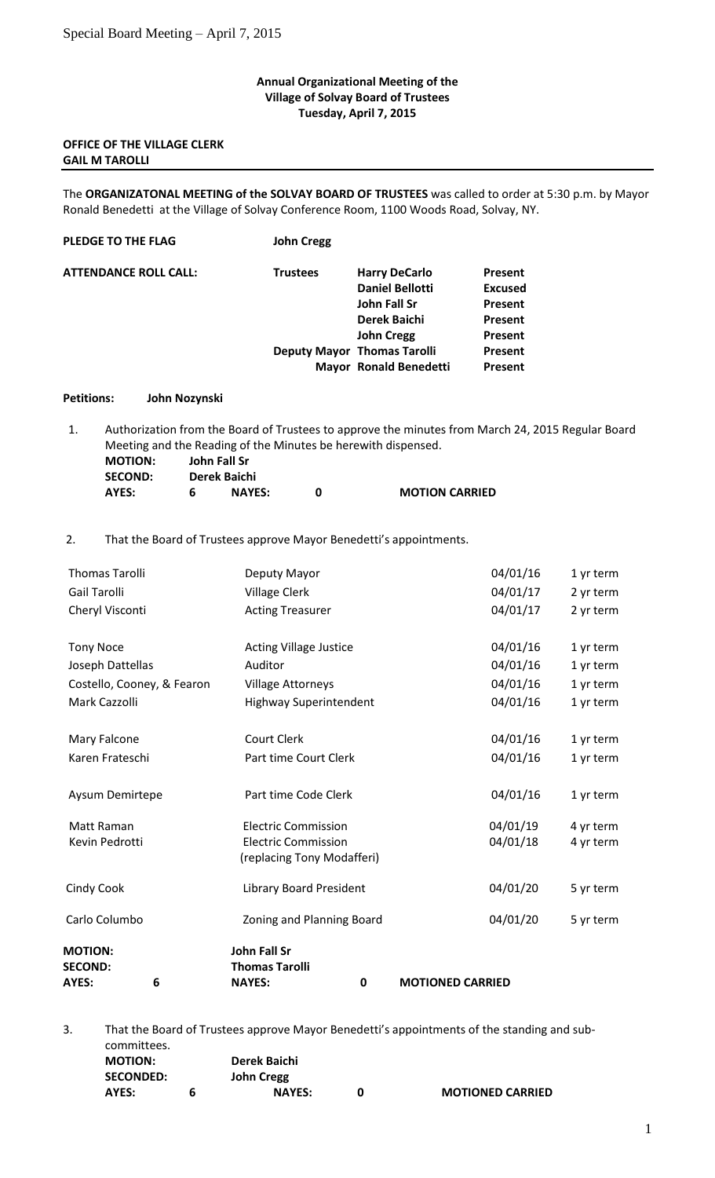**Annual Organizational Meeting of the Village of Solvay Board of Trustees Tuesday, April 7, 2015**

**OFFICE OF THE VILLAGE CLERK**
**GAIL M TAROLLI**

The **ORGANIZATONAL MEETING of the SOLVAY BOARD OF TRUSTEES** was called to order at 5:30 p.m. by Mayor Ronald Benedetti at the Village of Solvay Conference Room, 1100 Woods Road, Solvay, NY.

**PLEDGE TO THE FLAG** **John Cregg**

| **ATTENDANCE ROLL CALL:** | **Trustees** | **Harry DeCarlo** | **Present** |
|---|---|---|---|
| | | **Daniel Bellotti** | **Excused** |
| | | **John Fall Sr** | **Present** |
| | | **Derek Baichi** | **Present** |
| | | **John Cregg** | **Present** |
| | **Deputy Mayor** | **Thomas Tarolli** | **Present** |
| | **Mayor** | **Ronald Benedetti** | **Present** |

**Petitions:** **John Nozynski**

1. Authorization from the Board of Trustees to approve the minutes from March 24, 2015 Regular Board Meeting and the Reading of the Minutes be herewith dispensed.

   **MOTION:** **John Fall Sr**
   **SECOND:** **Derek Baichi**
   **AYES:** **6** **NAYES:** **0** **MOTION CARRIED**

2. That the Board of Trustees approve Mayor Benedetti's appointments.

| | | | |
|---|---|---|---|
| Thomas Tarolli | Deputy Mayor | 04/01/16 | 1 yr term |
| Gail Tarolli | Village Clerk | 04/01/17 | 2 yr term |
| Cheryl Visconti | Acting Treasurer | 04/01/17 | 2 yr term |
| Tony Noce | Acting Village Justice | 04/01/16 | 1 yr term |
| Joseph Dattellas | Auditor | 04/01/16 | 1 yr term |
| Costello, Cooney, & Fearon | Village Attorneys | 04/01/16 | 1 yr term |
| Mark Cazzolli | Highway Superintendent | 04/01/16 | 1 yr term |
| Mary Falcone | Court Clerk | 04/01/16 | 1 yr term |
| Karen Frateschi | Part time Court Clerk | 04/01/16 | 1 yr term |
| Aysum Demirtepe | Part time Code Clerk | 04/01/16 | 1 yr term |
| Matt Raman | Electric Commission | 04/01/19 | 4 yr term |
| Kevin Pedrotti | Electric Commission (replacing Tony Modafferi) | 04/01/18 | 4 yr term |
| Cindy Cook | Library Board President | 04/01/20 | 5 yr term |
| Carlo Columbo | Zoning and Planning Board | 04/01/20 | 5 yr term |

**MOTION:** **John Fall Sr**
**SECOND:** **Thomas Tarolli**
**AYES:** **6** **NAYES:** **0** **MOTIONED CARRIED**

3. That the Board of Trustees approve Mayor Benedetti's appointments of the standing and sub-committees.

   **MOTION:** **Derek Baichi**
   **SECONDED:** **John Cregg**
   **AYES:** **6** **NAYES:** **0** **MOTIONED CARRIED**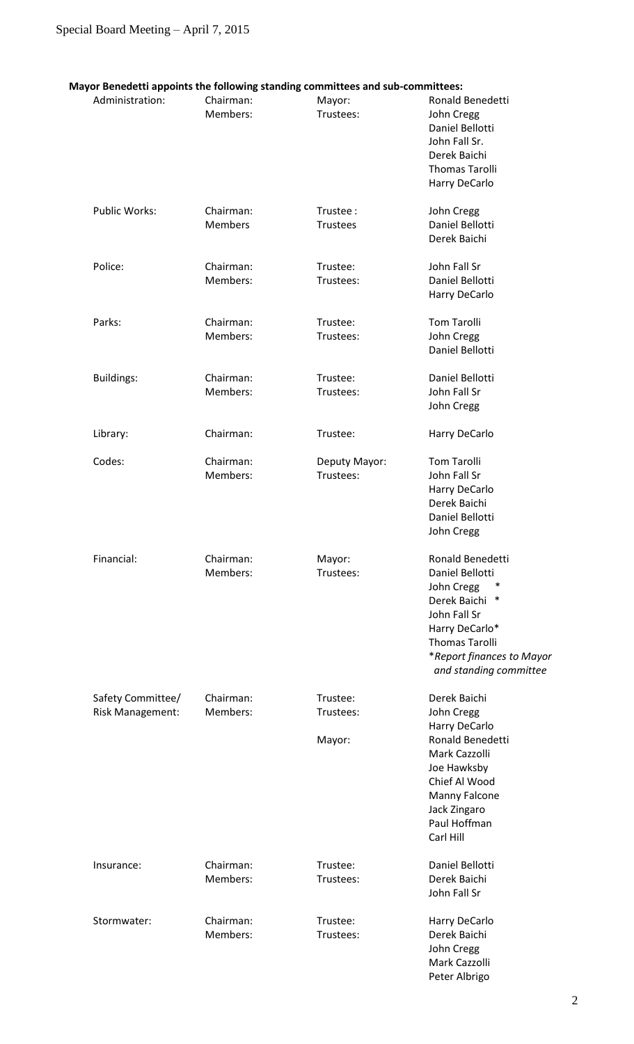**Mayor Benedetti appoints the following standing committees and sub-committees:**

| Committee | Role | Title | Name |
|---|---|---|---|
| Administration: | Chairman: | Mayor: | Ronald Benedetti |
| | Members: | Trustees: | John Cregg |
| | | | Daniel Bellotti |
| | | | John Fall Sr. |
| | | | Derek Baichi |
| | | | Thomas Tarolli |
| | | | Harry DeCarlo |
| Public Works: | Chairman: | Trustee : | John Cregg |
| | Members | Trustees | Daniel Bellotti |
| | | | Derek Baichi |
| Police: | Chairman: | Trustee: | John Fall Sr |
| | Members: | Trustees: | Daniel Bellotti |
| | | | Harry DeCarlo |
| Parks: | Chairman: | Trustee: | Tom Tarolli |
| | Members: | Trustees: | John Cregg |
| | | | Daniel Bellotti |
| Buildings: | Chairman: | Trustee: | Daniel Bellotti |
| | Members: | Trustees: | John Fall Sr |
| | | | John Cregg |
| Library: | Chairman: | Trustee: | Harry DeCarlo |
| Codes: | Chairman: | Deputy Mayor: | Tom Tarolli |
| | Members: | Trustees: | John Fall Sr |
| | | | Harry DeCarlo |
| | | | Derek Baichi |
| | | | Daniel Bellotti |
| | | | John Cregg |
| Financial: | Chairman: | Mayor: | Ronald Benedetti |
| | Members: | Trustees: | Daniel Bellotti |
| | | | John Cregg * |
| | | | Derek Baichi * |
| | | | John Fall Sr |
| | | | Harry DeCarlo* |
| | | | Thomas Tarolli |
| | | | *\*Report finances to Mayor and standing committee* |
| Safety Committee/ Risk Management: | Chairman: | Trustee: | Derek Baichi |
| | Members: | Trustees: | John Cregg |
| | | | Harry DeCarlo |
| | | Mayor: | Ronald Benedetti |
| | | | Mark Cazzolli |
| | | | Joe Hawksby |
| | | | Chief Al Wood |
| | | | Manny Falcone |
| | | | Jack Zingaro |
| | | | Paul Hoffman |
| | | | Carl Hill |
| Insurance: | Chairman: | Trustee: | Daniel Bellotti |
| | Members: | Trustees: | Derek Baichi |
| | | | John Fall Sr |
| Stormwater: | Chairman: | Trustee: | Harry DeCarlo |
| | Members: | Trustees: | Derek Baichi |
| | | | John Cregg |
| | | | Mark Cazzolli |
| | | | Peter Albrigo |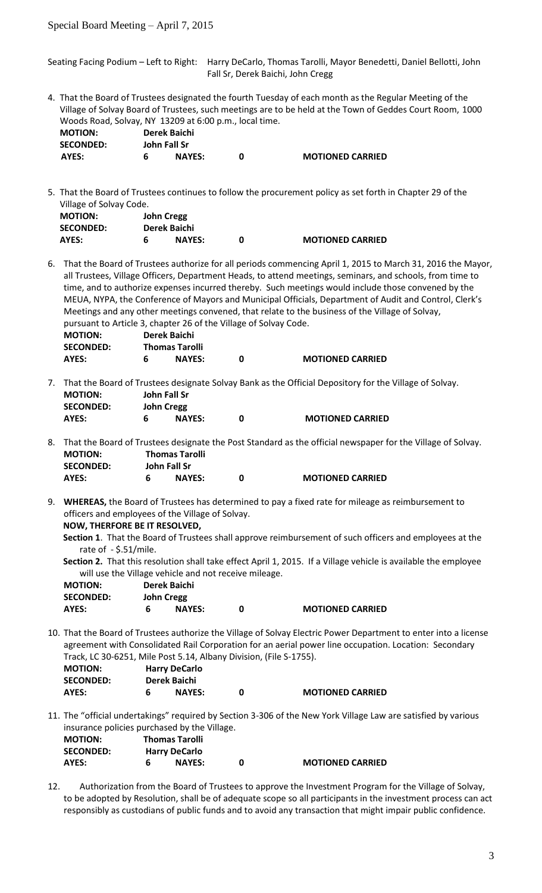Special Board Meeting – April 7, 2015

Seating Facing Podium – Left to Right: Harry DeCarlo, Thomas Tarolli, Mayor Benedetti, Daniel Bellotti, John Fall Sr, Derek Baichi, John Cregg

4. That the Board of Trustees designated the fourth Tuesday of each month as the Regular Meeting of the Village of Solvay Board of Trustees, such meetings are to be held at the Town of Geddes Court Room, 1000 Woods Road, Solvay, NY 13209 at 6:00 p.m., local time.

| **MOTION:** | **Derek Baichi** | | | |
|---|---|---|---|---|
| **SECONDED:** | **John Fall Sr** | | | |
| **AYES:** | **6** | **NAYES:** | **0** | **MOTIONED CARRIED** |

5. That the Board of Trustees continues to follow the procurement policy as set forth in Chapter 29 of the Village of Solvay Code.

| **MOTION:** | **John Cregg** | | | |
|---|---|---|---|---|
| **SECONDED:** | **Derek Baichi** | | | |
| **AYES:** | **6** | **NAYES:** | **0** | **MOTIONED CARRIED** |

6. That the Board of Trustees authorize for all periods commencing April 1, 2015 to March 31, 2016 the Mayor, all Trustees, Village Officers, Department Heads, to attend meetings, seminars, and schools, from time to time, and to authorize expenses incurred thereby. Such meetings would include those convened by the MEUA, NYPA, the Conference of Mayors and Municipal Officials, Department of Audit and Control, Clerk's Meetings and any other meetings convened, that relate to the business of the Village of Solvay, pursuant to Article 3, chapter 26 of the Village of Solvay Code.

| **MOTION:** | **Derek Baichi** | | | |
|---|---|---|---|---|
| **SECONDED:** | **Thomas Tarolli** | | | |
| **AYES:** | **6** | **NAYES:** | **0** | **MOTIONED CARRIED** |

7. That the Board of Trustees designate Solvay Bank as the Official Depository for the Village of Solvay.

| **MOTION:** | **John Fall Sr** | | | |
|---|---|---|---|---|
| **SECONDED:** | **John Cregg** | | | |
| **AYES:** | **6** | **NAYES:** | **0** | **MOTIONED CARRIED** |

8. That the Board of Trustees designate the Post Standard as the official newspaper for the Village of Solvay.

| **MOTION:** | **Thomas Tarolli** | | | |
|---|---|---|---|---|
| **SECONDED:** | **John Fall Sr** | | | |
| **AYES:** | **6** | **NAYES:** | **0** | **MOTIONED CARRIED** |

9. **WHEREAS,** the Board of Trustees has determined to pay a fixed rate for mileage as reimbursement to officers and employees of the Village of Solvay.

   **NOW, THERFORE BE IT RESOLVED,**

   **Section 1**. That the Board of Trustees shall approve reimbursement of such officers and employees at the rate of - $.51/mile.

   **Section 2.** That this resolution shall take effect April 1, 2015. If a Village vehicle is available the employee will use the Village vehicle and not receive mileage.

| **MOTION:** | **Derek Baichi** | | | |
|---|---|---|---|---|
| **SECONDED:** | **John Cregg** | | | |
| **AYES:** | **6** | **NAYES:** | **0** | **MOTIONED CARRIED** |

10. That the Board of Trustees authorize the Village of Solvay Electric Power Department to enter into a license agreement with Consolidated Rail Corporation for an aerial power line occupation. Location: Secondary Track, LC 30-6251, Mile Post 5.14, Albany Division, (File S-1755).

| **MOTION:** | **Harry DeCarlo** | | | |
|---|---|---|---|---|
| **SECONDED:** | **Derek Baichi** | | | |
| **AYES:** | **6** | **NAYES:** | **0** | **MOTIONED CARRIED** |

11. The "official undertakings" required by Section 3-306 of the New York Village Law are satisfied by various insurance policies purchased by the Village.

| **MOTION:** | **Thomas Tarolli** | | | |
|---|---|---|---|---|
| **SECONDED:** | **Harry DeCarlo** | | | |
| **AYES:** | **6** | **NAYES:** | **0** | **MOTIONED CARRIED** |

12. Authorization from the Board of Trustees to approve the Investment Program for the Village of Solvay, to be adopted by Resolution, shall be of adequate scope so all participants in the investment process can act responsibly as custodians of public funds and to avoid any transaction that might impair public confidence.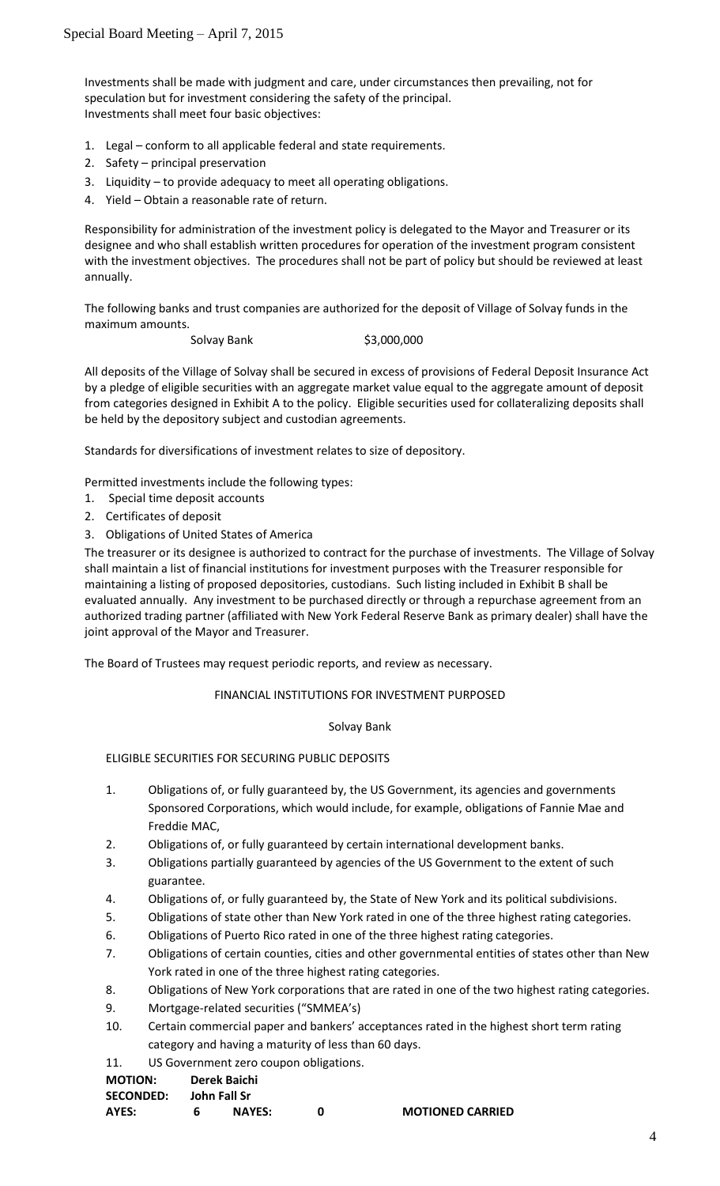Investments shall be made with judgment and care, under circumstances then prevailing, not for speculation but for investment considering the safety of the principal.
Investments shall meet four basic objectives:

1. Legal – conform to all applicable federal and state requirements.
2. Safety – principal preservation
3. Liquidity – to provide adequacy to meet all operating obligations.
4. Yield – Obtain a reasonable rate of return.

Responsibility for administration of the investment policy is delegated to the Mayor and Treasurer or its designee and who shall establish written procedures for operation of the investment program consistent with the investment objectives. The procedures shall not be part of policy but should be reviewed at least annually.

The following banks and trust companies are authorized for the deposit of Village of Solvay funds in the maximum amounts.

Solvay Bank $3,000,000

All deposits of the Village of Solvay shall be secured in excess of provisions of Federal Deposit Insurance Act by a pledge of eligible securities with an aggregate market value equal to the aggregate amount of deposit from categories designed in Exhibit A to the policy. Eligible securities used for collateralizing deposits shall be held by the depository subject and custodian agreements.

Standards for diversifications of investment relates to size of depository.

Permitted investments include the following types:

1. Special time deposit accounts
2. Certificates of deposit
3. Obligations of United States of America

The treasurer or its designee is authorized to contract for the purchase of investments. The Village of Solvay shall maintain a list of financial institutions for investment purposes with the Treasurer responsible for maintaining a listing of proposed depositories, custodians. Such listing included in Exhibit B shall be evaluated annually. Any investment to be purchased directly or through a repurchase agreement from an authorized trading partner (affiliated with New York Federal Reserve Bank as primary dealer) shall have the joint approval of the Mayor and Treasurer.

The Board of Trustees may request periodic reports, and review as necessary.

FINANCIAL INSTITUTIONS FOR INVESTMENT PURPOSED

Solvay Bank

ELIGIBLE SECURITIES FOR SECURING PUBLIC DEPOSITS

1. Obligations of, or fully guaranteed by, the US Government, its agencies and governments Sponsored Corporations, which would include, for example, obligations of Fannie Mae and Freddie MAC,
2. Obligations of, or fully guaranteed by certain international development banks.
3. Obligations partially guaranteed by agencies of the US Government to the extent of such guarantee.
4. Obligations of, or fully guaranteed by, the State of New York and its political subdivisions.
5. Obligations of state other than New York rated in one of the three highest rating categories.
6. Obligations of Puerto Rico rated in one of the three highest rating categories.
7. Obligations of certain counties, cities and other governmental entities of states other than New York rated in one of the three highest rating categories.
8. Obligations of New York corporations that are rated in one of the two highest rating categories.
9. Mortgage-related securities ("SMMEA's)
10. Certain commercial paper and bankers' acceptances rated in the highest short term rating category and having a maturity of less than 60 days.
11. US Government zero coupon obligations.

**MOTION:** **Derek Baichi**
**SECONDED:** **John Fall Sr**
**AYES:** **6** **NAYES:** **0** **MOTIONED CARRIED**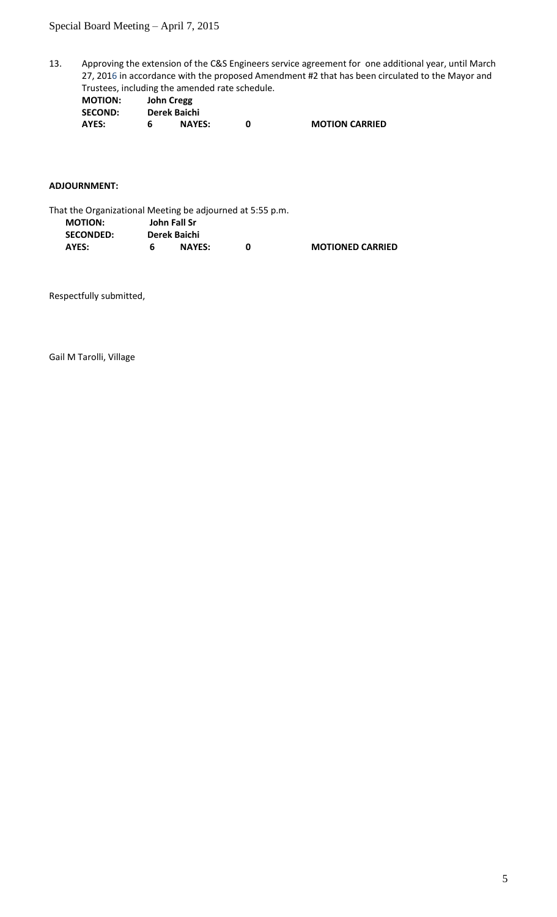13. Approving the extension of the C&S Engineers service agreement for one additional year, until March 27, 2016 in accordance with the proposed Amendment #2 that has been circulated to the Mayor and Trustees, including the amended rate schedule.

| | | | | |
|---|---|---|---|---|
| **MOTION:** | **John Cregg** | | | |
| **SECOND:** | **Derek Baichi** | | | |
| **AYES:** | **6** | **NAYES:** | **0** | **MOTION CARRIED** |

**ADJOURNMENT:**

That the Organizational Meeting be adjourned at 5:55 p.m.

| | | | | |
|---|---|---|---|---|
| **MOTION:** | **John Fall Sr** | | | |
| **SECONDED:** | **Derek Baichi** | | | |
| **AYES:** | **6** | **NAYES:** | **0** | **MOTIONED CARRIED** |

Respectfully submitted,

Gail M Tarolli, Village